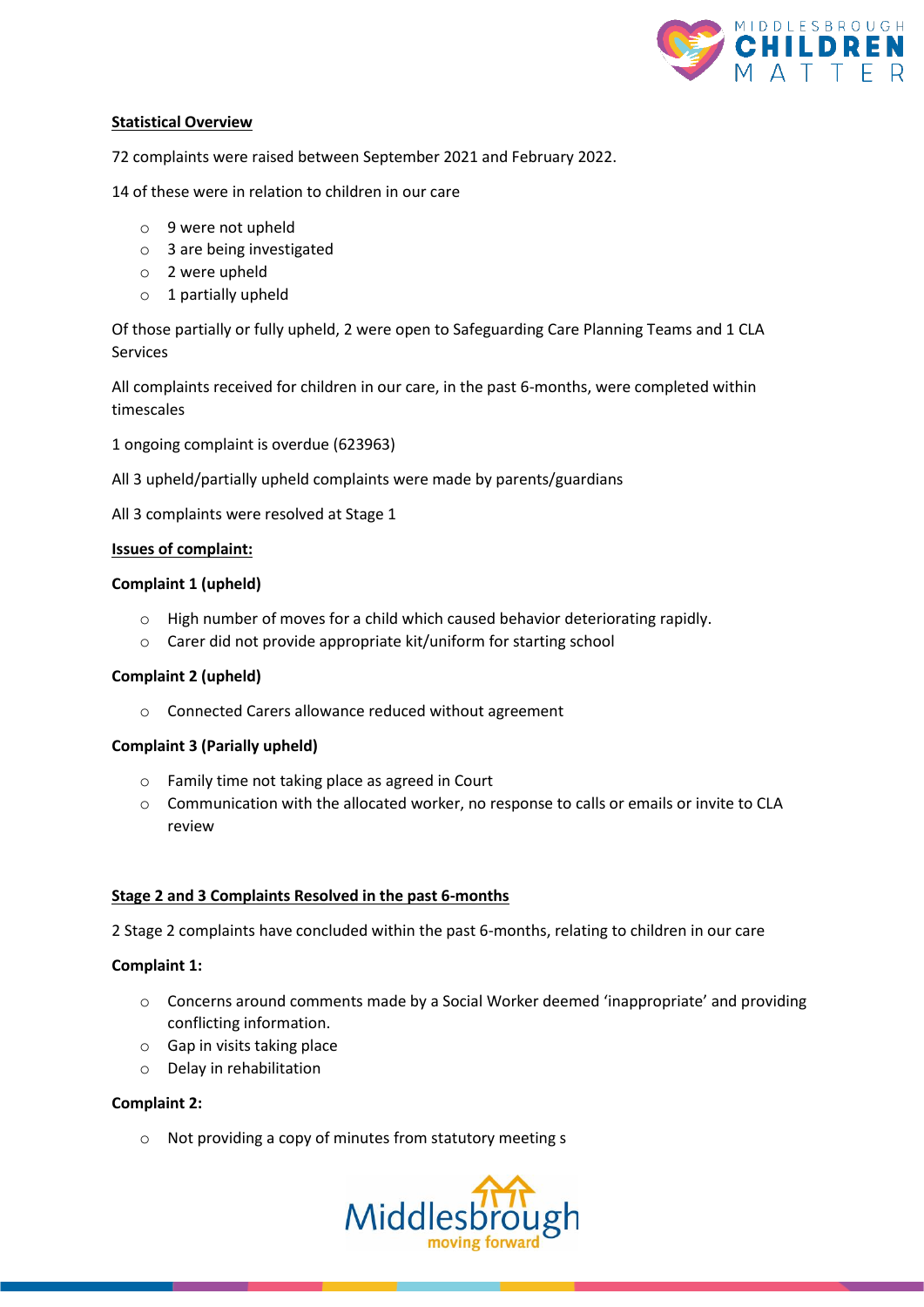## Statistical Overview

72 complaints were raised between September 2021 and February 2022.

14 of these were in relation to children in our care

- 9 were not upheld
- 3 are being investigated
- 2 were upheld
- 1 partially upheld

Of those partially or fully upheld, 2 were open to Safeguarding Care Planning Teams and 1 CLA Services

All complaints received for children in our care, in the past 6-months, were completed within timescales

1 ongoing complaint is overdue (623963)

All 3 upheld/partially upheld complaints were made by parents/guardians

All 3 complaints were resolved at Stage 1

## Issues of complaint:

**Complaint 1 (upheld)**

- High number of moves for a child which caused behavior deteriorating rapidly.
- Carer did not provide appropriate kit/uniform for starting school

**Complaint 2 (upheld)**

- Connected Carers allowance reduced without agreement

**Complaint 3 (Parially upheld)**

- Family time not taking place as agreed in Court
- Communication with the allocated worker, no response to calls or emails or invite to CLA review

## Stage 2 and 3 Complaints Resolved in the past 6-months

2 Stage 2 complaints have concluded within the past 6-months, relating to children in our care

**Complaint 1:**

- Concerns around comments made by a Social Worker deemed 'inappropriate' and providing conflicting information.
- Gap in visits taking place
- Delay in rehabilitation

**Complaint 2:**

- Not providing a copy of minutes from statutory meeting s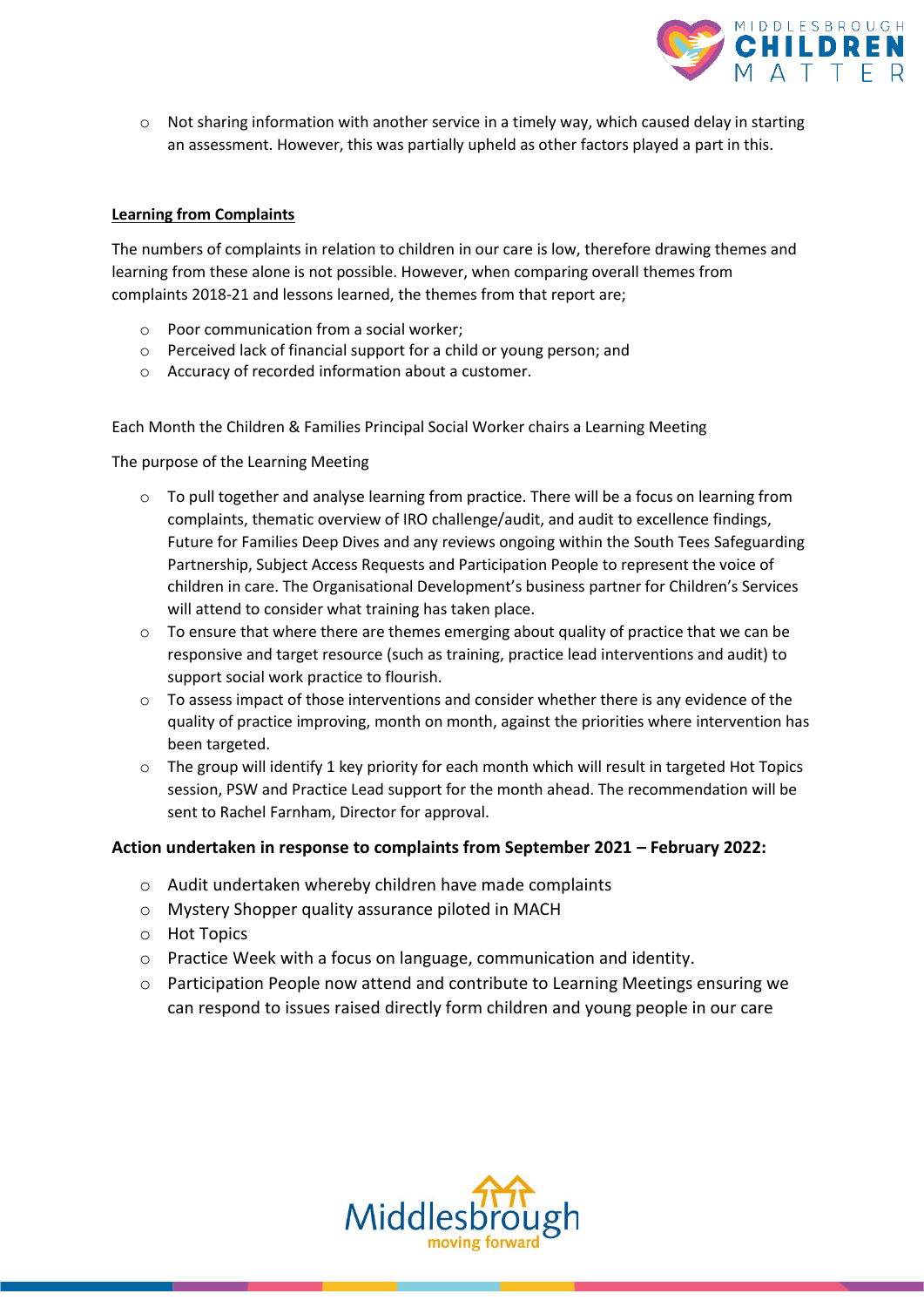- Not sharing information with another service in a timely way, which caused delay in starting an assessment. However, this was partially upheld as other factors played a part in this.

**Learning from Complaints**

The numbers of complaints in relation to children in our care is low, therefore drawing themes and learning from these alone is not possible. However, when comparing overall themes from complaints 2018-21 and lessons learned, the themes from that report are;

- Poor communication from a social worker;
- Perceived lack of financial support for a child or young person; and
- Accuracy of recorded information about a customer.

Each Month the Children & Families Principal Social Worker chairs a Learning Meeting

The purpose of the Learning Meeting

- To pull together and analyse learning from practice. There will be a focus on learning from complaints, thematic overview of IRO challenge/audit, and audit to excellence findings, Future for Families Deep Dives and any reviews ongoing within the South Tees Safeguarding Partnership, Subject Access Requests and Participation People to represent the voice of children in care. The Organisational Development's business partner for Children's Services will attend to consider what training has taken place.
- To ensure that where there are themes emerging about quality of practice that we can be responsive and target resource (such as training, practice lead interventions and audit) to support social work practice to flourish.
- To assess impact of those interventions and consider whether there is any evidence of the quality of practice improving, month on month, against the priorities where intervention has been targeted.
- The group will identify 1 key priority for each month which will result in targeted Hot Topics session, PSW and Practice Lead support for the month ahead. The recommendation will be sent to Rachel Farnham, Director for approval.

**Action undertaken in response to complaints from September 2021 – February 2022:**

- Audit undertaken whereby children have made complaints
- Mystery Shopper quality assurance piloted in MACH
- Hot Topics
- Practice Week with a focus on language, communication and identity.
- Participation People now attend and contribute to Learning Meetings ensuring we can respond to issues raised directly form children and young people in our care